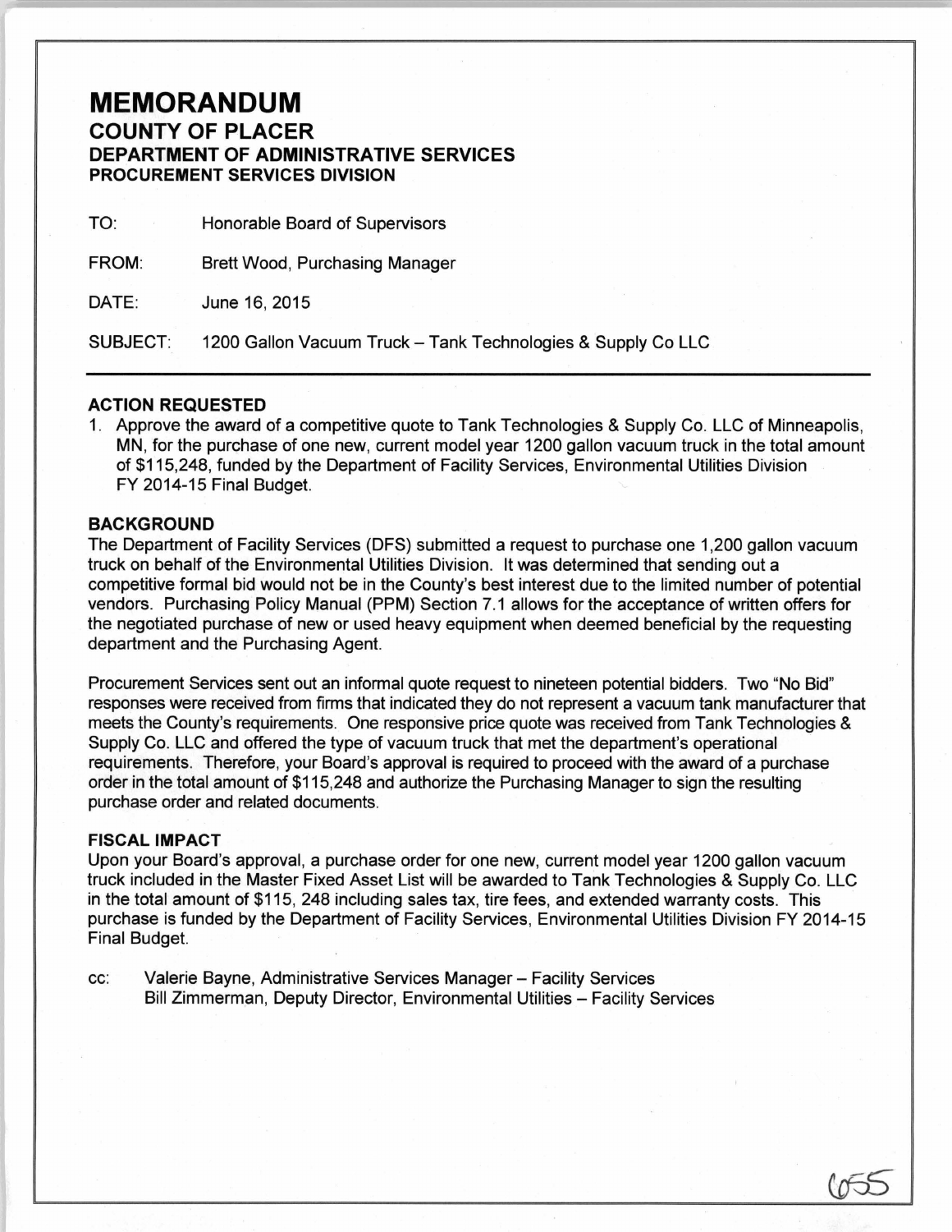# MEMORANDUM

## COUNTY OF PLACER

### DEPARTMENT OF ADMINISTRATIVE SERVICES

### PROCUREMENT SERVICES DIVISION

TO: Honorable Board of Supervisors

FROM: Brett Wood, Purchasing Manager

DATE: June 16, 2015

SUBJECT: 1200 Gallon Vacuum Truck – Tank Technologies & Supply Co LLC

---

**ACTION REQUESTED**

1. Approve the award of a competitive quote to Tank Technologies & Supply Co. LLC of Minneapolis, MN, for the purchase of one new, current model year 1200 gallon vacuum truck in the total amount of $115,248, funded by the Department of Facility Services, Environmental Utilities Division FY 2014-15 Final Budget.

**BACKGROUND**

The Department of Facility Services (DFS) submitted a request to purchase one 1,200 gallon vacuum truck on behalf of the Environmental Utilities Division. It was determined that sending out a competitive formal bid would not be in the County's best interest due to the limited number of potential vendors. Purchasing Policy Manual (PPM) Section 7.1 allows for the acceptance of written offers for the negotiated purchase of new or used heavy equipment when deemed beneficial by the requesting department and the Purchasing Agent.

Procurement Services sent out an informal quote request to nineteen potential bidders. Two "No Bid" responses were received from firms that indicated they do not represent a vacuum tank manufacturer that meets the County's requirements. One responsive price quote was received from Tank Technologies & Supply Co. LLC and offered the type of vacuum truck that met the department's operational requirements. Therefore, your Board's approval is required to proceed with the award of a purchase order in the total amount of $115,248 and authorize the Purchasing Manager to sign the resulting purchase order and related documents.

**FISCAL IMPACT**

Upon your Board's approval, a purchase order for one new, current model year 1200 gallon vacuum truck included in the Master Fixed Asset List will be awarded to Tank Technologies & Supply Co. LLC in the total amount of $115, 248 including sales tax, tire fees, and extended warranty costs. This purchase is funded by the Department of Facility Services, Environmental Utilities Division FY 2014-15 Final Budget.

cc: Valerie Bayne, Administrative Services Manager – Facility Services
Bill Zimmerman, Deputy Director, Environmental Utilities – Facility Services